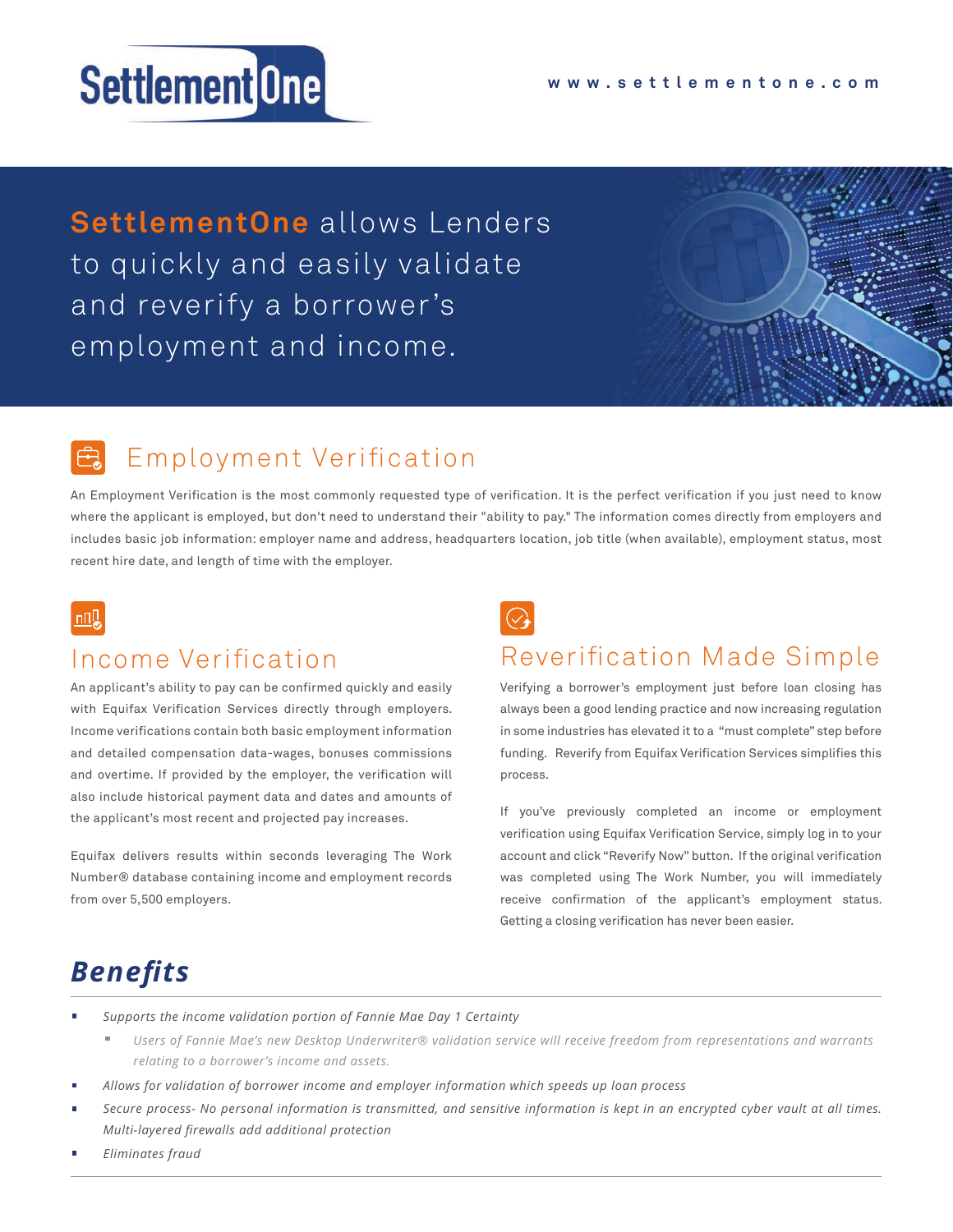SettlementOne

www.settlementone.com

# **SettlementOne** allows Lenders to quickly and easily validate and reverify a borrower's employment and income.

## Employment Verification

An Employment Verification is the most commonly requested type of verification. It is the perfect verification if you just need to know where the applicant is employed, but don't need to understand their "ability to pay." The information comes directly from employers and includes basic job information: employer name and address, headquarters location, job title (when available), employment status, most recent hire date, and length of time with the employer.

## Income Verification

An applicant's ability to pay can be confirmed quickly and easily with Equifax Verification Services directly through employers. Income verifications contain both basic employment information and detailed compensation data-wages, bonuses commissions and overtime. If provided by the employer, the verification will also include historical payment data and dates and amounts of the applicant's most recent and projected pay increases.

Equifax delivers results within seconds leveraging The Work Number® database containing income and employment records from over 5,500 employers.

## Reverification Made Simple

Verifying a borrower's employment just before loan closing has always been a good lending practice and now increasing regulation in some industries has elevated it to a "must complete" step before funding. Reverify from Equifax Verification Services simplifies this process.

If you've previously completed an income or employment verification using Equifax Verification Service, simply log in to your account and click "Reverify Now" button. If the original verification was completed using The Work Number, you will immediately receive confirmation of the applicant's employment status. Getting a closing verification has never been easier.

## ***Benefits***

- *Supports the income validation portion of Fannie Mae Day 1 Certainty*
  - *Users of Fannie Mae's new Desktop Underwriter® validation service will receive freedom from representations and warrants relating to a borrower's income and assets.*
- *Allows for validation of borrower income and employer information which speeds up loan process*
- *Secure process- No personal information is transmitted, and sensitive information is kept in an encrypted cyber vault at all times. Multi-layered firewalls add additional protection*
- *Eliminates fraud*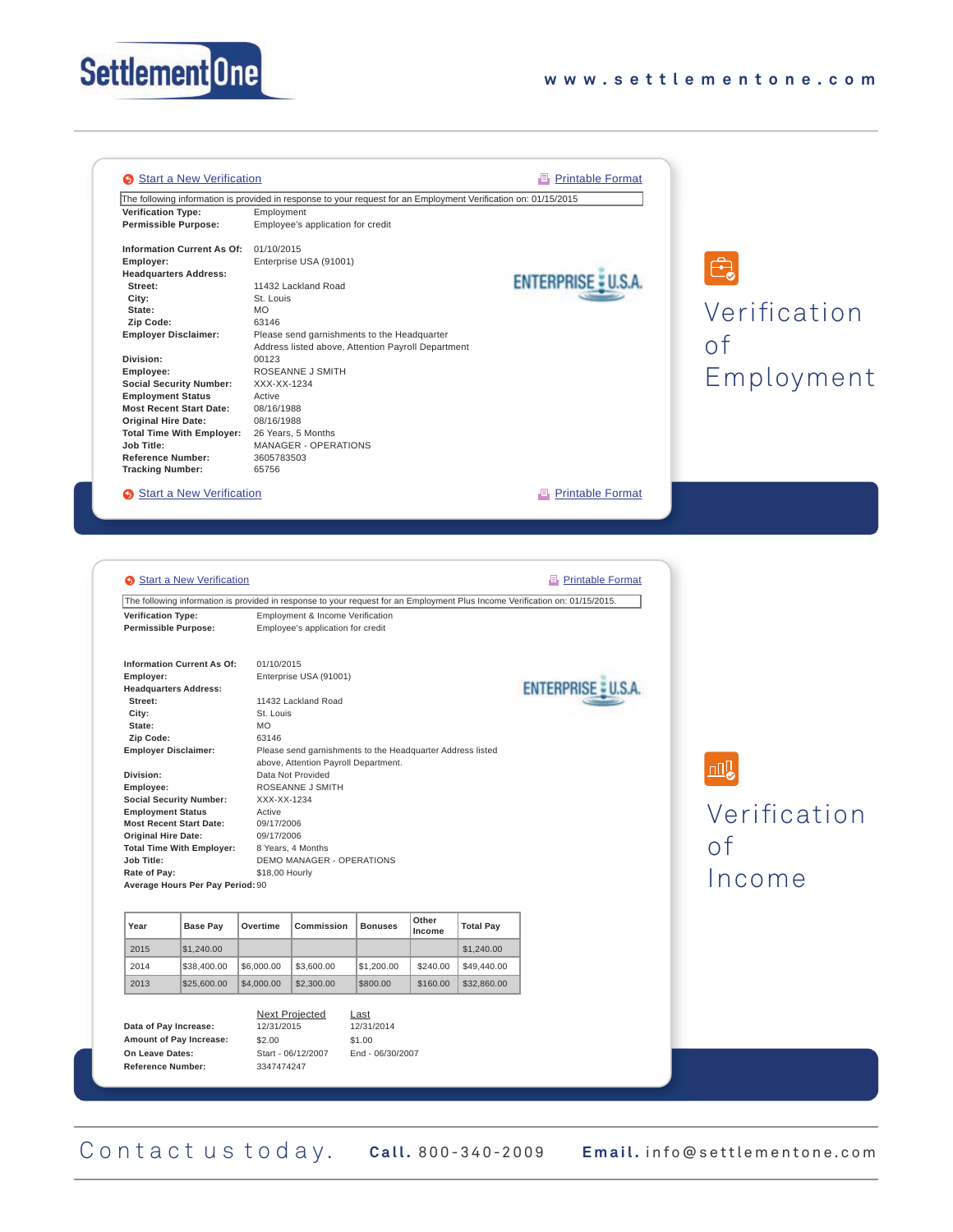SettlementOne

www.settlementone.com

Start a New Verification | Printable Format

The following information is provided in response to your request for an Employment Verification on: 01/15/2015

| | |
|---|---|
| **Verification Type:** | Employment |
| **Permissible Purpose:** | Employee's application for credit |
| **Information Current As Of:** | 01/10/2015 |
| **Employer:** | Enterprise USA (91001) |
| **Headquarters Address:** | |
| **Street:** | 11432 Lackland Road |
| **City:** | St. Louis |
| **State:** | MO |
| **Zip Code:** | 63146 |
| **Employer Disclaimer:** | Please send garnishments to the Headquarter Address listed above, Attention Payroll Department |
| **Division:** | 00123 |
| **Employee:** | ROSEANNE J SMITH |
| **Social Security Number:** | XXX-XX-1234 |
| **Employment Status** | Active |
| **Most Recent Start Date:** | 08/16/1988 |
| **Original Hire Date:** | 08/16/1988 |
| **Total Time With Employer:** | 26 Years, 5 Months |
| **Job Title:** | MANAGER - OPERATIONS |
| **Reference Number:** | 3605783503 |
| **Tracking Number:** | 65756 |

ENTERPRISE U.S.A.

Start a New Verification | Printable Format

# Verification of Employment

Start a New Verification | Printable Format

The following information is provided in response to your request for an Employment Plus Income Verification on: 01/15/2015.

| | |
|---|---|
| **Verification Type:** | Employment & Income Verification |
| **Permissible Purpose:** | Employee's application for credit |
| **Information Current As Of:** | 01/10/2015 |
| **Employer:** | Enterprise USA (91001) |
| **Headquarters Address:** | |
| **Street:** | 11432 Lackland Road |
| **City:** | St. Louis |
| **State:** | MO |
| **Zip Code:** | 63146 |
| **Employer Disclaimer:** | Please send garnishments to the Headquarter Address listed above, Attention Payroll Department. |
| **Division:** | Data Not Provided |
| **Employee:** | ROSEANNE J SMITH |
| **Social Security Number:** | XXX-XX-1234 |
| **Employment Status** | Active |
| **Most Recent Start Date:** | 09/17/2006 |
| **Original Hire Date:** | 09/17/2006 |
| **Total Time With Employer:** | 8 Years, 4 Months |
| **Job Title:** | DEMO MANAGER - OPERATIONS |
| **Rate of Pay:** | $18,00 Hourly |
| **Average Hours Per Pay Period:** | 90 |

ENTERPRISE U.S.A.

| Year | Base Pay | Overtime | Commission | Bonuses | Other Income | Total Pay |
|---|---|---|---|---|---|---|
| 2015 | $1,240.00 | | | | | $1,240.00 |
| 2014 | $38,400.00 | $6,000.00 | $3,600.00 | $1,200.00 | $240.00 | $49,440.00 |
| 2013 | $25,600.00 | $4,000.00 | $2,300.00 | $800.00 | $160.00 | $32,860.00 |

| | Next Projected | Last |
|---|---|---|
| **Data of Pay Increase:** | 12/31/2015 | 12/31/2014 |
| **Amount of Pay Increase:** | $2.00 | $1.00 |
| **On Leave Dates:** | Start - 06/12/2007 | End - 06/30/2007 |
| **Reference Number:** | 3347474247 | |

# Verification of Income

Contact us today. **Call.** 800-340-2009 **Email.** info@settlementone.com